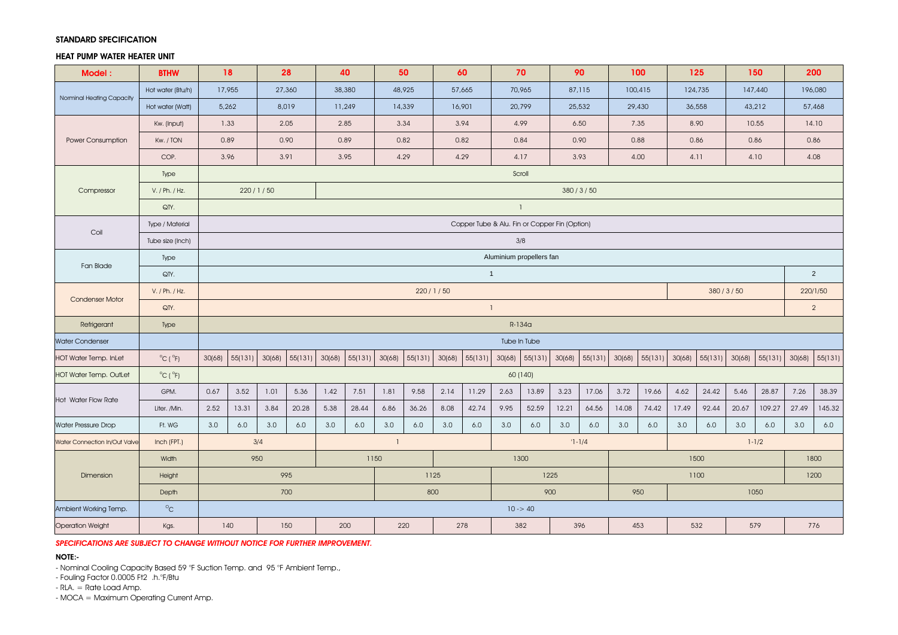**STANDARD SPECIFICATION**

**HEAT PUMP WATER HEATER UNIT**

| Model : | BTHW | 18 | | 28 | | 40 | | 50 | | 60 | | 70 | | 90 | | 100 | | 125 | | 150 | | 200 | |
|---|---|---|---|---|---|---|---|---|---|---|---|---|---|---|---|---|---|---|---|---|---|---|---|
| Norminal Heating Capacity | Hot water (Btu/h) | 17,955 | | 27,360 | | 38,380 | | 48,925 | | 57,665 | | 70,965 | | 87,115 | | 100,415 | | 124,735 | | 147,440 | | 196,080 | |
| | Hot water (Watt) | 5,262 | | 8,019 | | 11,249 | | 14,339 | | 16,901 | | 20,799 | | 25,532 | | 29,430 | | 36,558 | | 43,212 | | 57,468 | |
| Power Consumption | Kw. (Input) | 1.33 | | 2.05 | | 2.85 | | 3.34 | | 3.94 | | 4.99 | | 6.50 | | 7.35 | | 8.90 | | 10.55 | | 14.10 | |
| | Kw. / TON | 0.89 | | 0.90 | | 0.89 | | 0.82 | | 0.82 | | 0.84 | | 0.90 | | 0.88 | | 0.86 | | 0.86 | | 0.86 | |
| | COP. | 3.96 | | 3.91 | | 3.95 | | 4.29 | | 4.29 | | 4.17 | | 3.93 | | 4.00 | | 4.11 | | 4.10 | | 4.08 | |
| Compressor | Type | Scroll | | | | | | | | | | | | | | | | | | | | | |
| | V. / Ph. / Hz. | 220 / 1 / 50 | | | | 380 / 3 / 50 | | | | | | | | | | | | | | | | | |
| | QTY. | 1 | | | | | | | | | | | | | | | | | | | | | |
| Coil | Type / Material | Copper Tube & Alu. Fin or Copper Fin (Option) | | | | | | | | | | | | | | | | | | | | | |
| | Tube size (Inch) | 3/8 | | | | | | | | | | | | | | | | | | | | | |
| Fan Blade | Type | Aluminium propellers fan | | | | | | | | | | | | | | | | | | | | | |
| | QTY. | 1 | | | | | | | | | | | | | | | | | | | | 2 | |
| Condenser Motor | V. / Ph. / Hz. | 220 / 1 / 50 | | | | | | | | | | | | | | | | 380 / 3 / 50 | | | | 220/1/50 | |
| | QTY. | 1 | | | | | | | | | | | | | | | | | | | | 2 | |
| Refrigerant | Type | R-134a | | | | | | | | | | | | | | | | | | | | | |
| Water Condenser | | Tube In Tube | | | | | | | | | | | | | | | | | | | | | |
| HOT Water Temp. InLet | °C (°F) | 30(68) | 55(131) | 30(68) | 55(131) | 30(68) | 55(131) | 30(68) | 55(131) | 30(68) | 55(131) | 30(68) | 55(131) | 30(68) | 55(131) | 30(68) | 55(131) | 30(68) | 55(131) | 30(68) | 55(131) | 30(68) | 55(131) |
| HOT Water Temp. OutLet | °C (°F) | 60 (140) | | | | | | | | | | | | | | | | | | | | | |
| Hot Water Flow Rate | GPM. | 0.67 | 3.52 | 1.01 | 5.36 | 1.42 | 7.51 | 1.81 | 9.58 | 2.14 | 11.29 | 2.63 | 13.89 | 3.23 | 17.06 | 3.72 | 19.66 | 4.62 | 24.42 | 5.46 | 28.87 | 7.26 | 38.39 |
| | Liter. /Min. | 2.52 | 13.31 | 3.84 | 20.28 | 5.38 | 28.44 | 6.86 | 36.26 | 8.08 | 42.74 | 9.95 | 52.59 | 12.21 | 64.56 | 14.08 | 74.42 | 17.49 | 92.44 | 20.67 | 109.27 | 27.49 | 145.32 |
| Water Pressure Drop | Ft. WG | 3.0 | 6.0 | 3.0 | 6.0 | 3.0 | 6.0 | 3.0 | 6.0 | 3.0 | 6.0 | 3.0 | 6.0 | 3.0 | 6.0 | 3.0 | 6.0 | 3.0 | 6.0 | 3.0 | 6.0 | 3.0 | 6.0 |
| Water Connection In/Out Valve | Inch (FPT.) | 3/4 | | | | 1 | | | | | | 1-1/4 | | | | | | 1-1/2 | | | | | |
| Dimension | Width | 950 | | | | 1150 | | | | 1300 | | | | | | 1500 | | | | | | 1800 | |
| | Height | 995 | | | | | | 1125 | | | | 1225 | | | | 1100 | | | | | | 1200 | |
| | Depth | 700 | | | | | | 800 | | | | 900 | | | | 950 | | 1050 | | | | | |
| Ambient Working Temp. | °C | 10 -> 40 | | | | | | | | | | | | | | | | | | | | | |
| Operation Weight | Kgs. | 140 | | 150 | | 200 | | 220 | | 278 | | 382 | | 396 | | 453 | | 532 | | 579 | | 776 | |

***SPECIFICATIONS ARE SUBJECT TO CHANGE WITHOUT NOTICE FOR FURTHER IMPROVEMENT.***

**NOTE:-**

- Nominal Cooling Capacity Based 59 °F Suction Temp. and 95 °F Ambient Temp.,
- Fouling Factor 0.0005 Ft2 .h.°F/Btu
- RLA. = Rate Load Amp.
- MOCA = Maximum Operating Current Amp.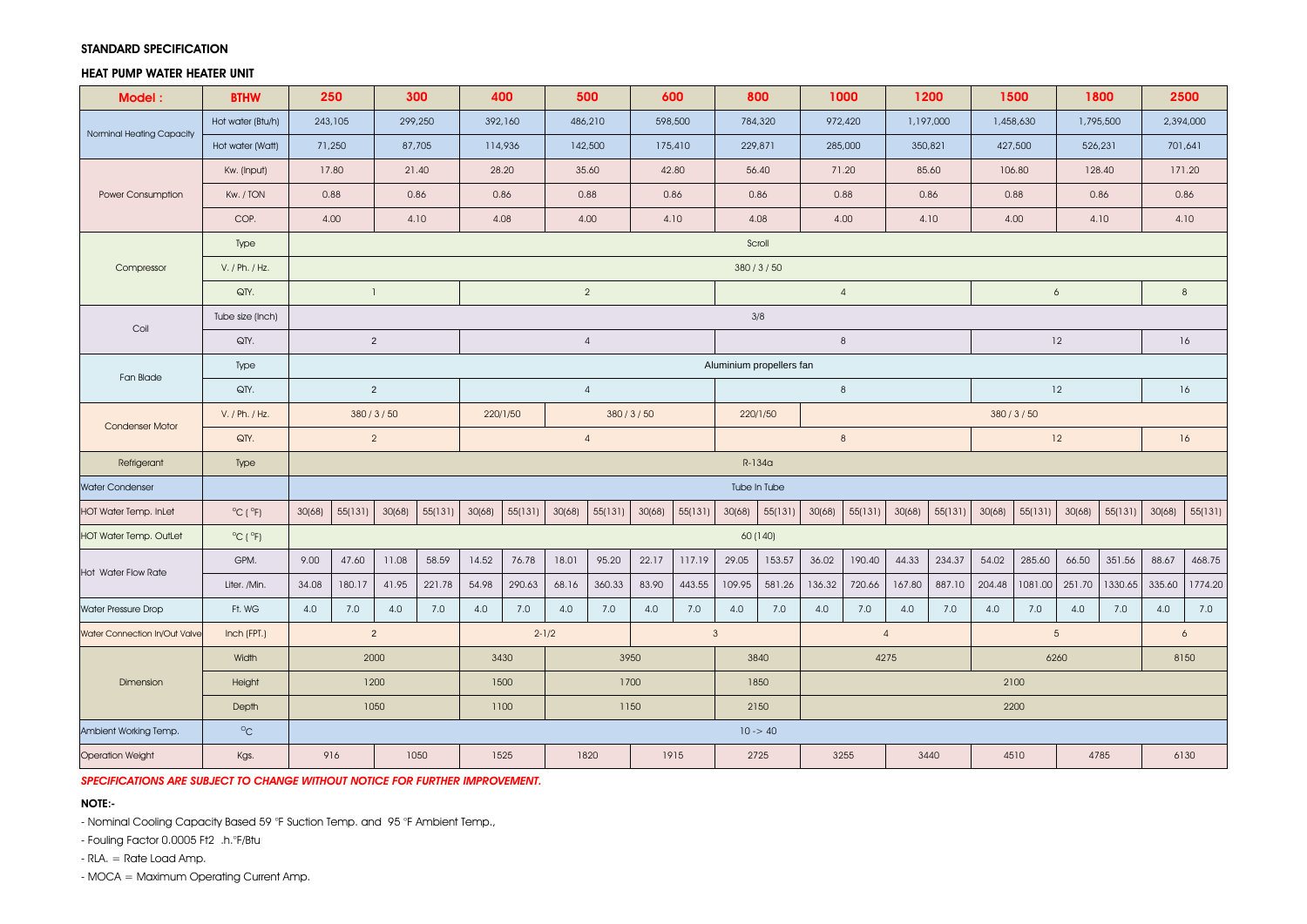### STANDARD SPECIFICATION

### HEAT PUMP WATER HEATER UNIT

| Model : | BTHW | 250 | | 300 | | 400 | | 500 | | 600 | | 800 | | 1000 | | 1200 | | 1500 | | 1800 | | 2500 | |
|---|---|---|---|---|---|---|---|---|---|---|---|---|---|---|---|---|---|---|---|---|---|---|---|
| Nominal Heating Capacity | Hot water (Btu/h) | 243,105 | | 299,250 | | 392,160 | | 486,210 | | 598,500 | | 784,320 | | 972,420 | | 1,197,000 | | 1,458,630 | | 1,795,500 | | 2,394,000 | |
| | Hot water (Watt) | 71,250 | | 87,705 | | 114,936 | | 142,500 | | 175,410 | | 229,871 | | 285,000 | | 350,821 | | 427,500 | | 526,231 | | 701,641 | |
| Power Consumption | Kw. (Input) | 17.80 | | 21.40 | | 28.20 | | 35.60 | | 42.80 | | 56.40 | | 71.20 | | 85.60 | | 106.80 | | 128.40 | | 171.20 | |
| | Kw. / TON | 0.88 | | 0.86 | | 0.86 | | 0.88 | | 0.86 | | 0.86 | | 0.88 | | 0.86 | | 0.88 | | 0.86 | | 0.86 | |
| | COP. | 4.00 | | 4.10 | | 4.08 | | 4.00 | | 4.10 | | 4.08 | | 4.00 | | 4.10 | | 4.00 | | 4.10 | | 4.10 | |
| Compressor | Type | Scroll | | | | | | | | | | | | | | | | | | | | | |
| | V. / Ph. / Hz. | 380 / 3 / 50 | | | | | | | | | | | | | | | | | | | | | |
| | QTY. | 1 | | | | 2 | | | | | | 4 | | | | | | 6 | | | | 8 | |
| Coil | Tube size (Inch) | 3/8 | | | | | | | | | | | | | | | | | | | | | |
| | QTY. | 2 | | | | 4 | | | | | | 8 | | | | | | 12 | | | | 16 | |
| Fan Blade | Type | Aluminium propellers fan | | | | | | | | | | | | | | | | | | | | | |
| | QTY. | 2 | | | | 4 | | | | | | 8 | | | | | | 12 | | | | 16 | |
| Condenser Motor | V. / Ph. / Hz. | 380 / 3 / 50 | | | | 220/1/50 | | 380 / 3 / 50 | | | | 220/1/50 | | 380 / 3 / 50 | | | | | | | | | |
| | QTY. | 2 | | | | 4 | | | | | | 8 | | | | | | 12 | | | | 16 | |
| Refrigerant | Type | R-134a | | | | | | | | | | | | | | | | | | | | | |
| Water Condenser | | Tube In Tube | | | | | | | | | | | | | | | | | | | | | |
| HOT Water Temp. InLet | °C ( °F) | 30(68) | 55(131) | 30(68) | 55(131) | 30(68) | 55(131) | 30(68) | 55(131) | 30(68) | 55(131) | 30(68) | 55(131) | 30(68) | 55(131) | 30(68) | 55(131) | 30(68) | 55(131) | 30(68) | 55(131) | 30(68) | 55(131) |
| HOT Water Temp. OutLet | °C ( °F) | 60 (140) | | | | | | | | | | | | | | | | | | | | | |
| Hot Water Flow Rate | GPM. | 9.00 | 47.60 | 11.08 | 58.59 | 14.52 | 76.78 | 18.01 | 95.20 | 22.17 | 117.19 | 29.05 | 153.57 | 36.02 | 190.40 | 44.33 | 234.37 | 54.02 | 285.60 | 66.50 | 351.56 | 88.67 | 468.75 |
| | Liter. /Min. | 34.08 | 180.17 | 41.95 | 221.78 | 54.98 | 290.63 | 68.16 | 360.33 | 83.90 | 443.55 | 109.95 | 581.26 | 136.32 | 720.66 | 167.80 | 887.10 | 204.48 | 1081.00 | 251.70 | 1330.65 | 335.60 | 1774.20 |
| Water Pressure Drop | Ft. WG | 4.0 | 7.0 | 4.0 | 7.0 | 4.0 | 7.0 | 4.0 | 7.0 | 4.0 | 7.0 | 4.0 | 7.0 | 4.0 | 7.0 | 4.0 | 7.0 | 4.0 | 7.0 | 4.0 | 7.0 | 4.0 | 7.0 |
| Water Connection In/Out Valve | Inch (FPT.) | 2 | | | | 2-1/2 | | | | 3 | | | | 4 | | | | 5 | | | | 6 | |
| Dimension | Width | 2000 | | | | 3430 | | 3950 | | | | 3840 | | 4275 | | | | 6260 | | | | 8150 | |
| | Height | 1200 | | | | 1500 | | 1700 | | | | 1850 | | 2100 | | | | | | | | | |
| | Depth | 1050 | | | | 1100 | | 1150 | | | | 2150 | | 2200 | | | | | | | | | |
| Ambient Working Temp. | °C | 10 -> 40 | | | | | | | | | | | | | | | | | | | | | |
| Operation Weight | Kgs. | 916 | | 1050 | | 1525 | | 1820 | | 1915 | | 2725 | | 3255 | | 3440 | | 4510 | | 4785 | | 6130 | |

***SPECIFICATIONS ARE SUBJECT TO CHANGE WITHOUT NOTICE FOR FURTHER IMPROVEMENT.***

**NOTE:-**

- Nominal Cooling Capacity Based 59 °F Suction Temp. and 95 °F Ambient Temp.,
- Fouling Factor 0.0005 Ft2 .h.°F/Btu
- RLA. = Rate Load Amp.
- MOCA = Maximum Operating Current Amp.